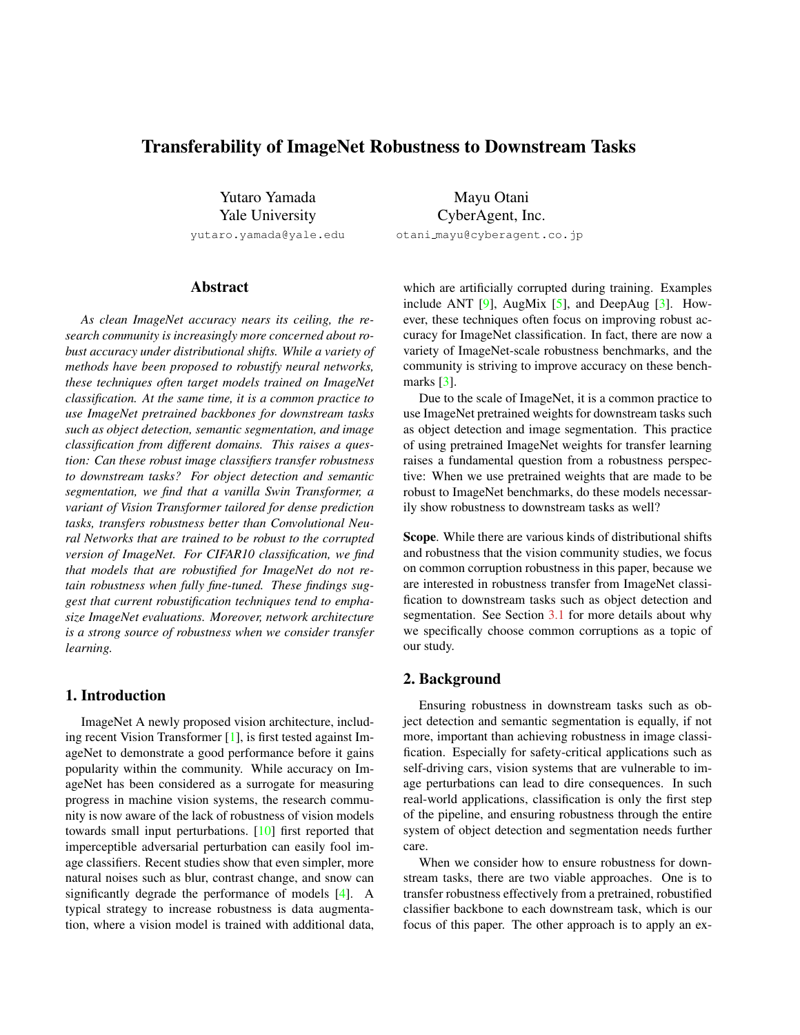# Transferability of ImageNet Robustness to Downstream Tasks

Yutaro Yamada
Yale University
yutaro.yamada@yale.edu

Mayu Otani
CyberAgent, Inc.
otani_mayu@cyberagent.co.jp

## Abstract

*As clean ImageNet accuracy nears its ceiling, the research community is increasingly more concerned about robust accuracy under distributional shifts. While a variety of methods have been proposed to robustify neural networks, these techniques often target models trained on ImageNet classification. At the same time, it is a common practice to use ImageNet pretrained backbones for downstream tasks such as object detection, semantic segmentation, and image classification from different domains. This raises a question: Can these robust image classifiers transfer robustness to downstream tasks? For object detection and semantic segmentation, we find that a vanilla Swin Transformer, a variant of Vision Transformer tailored for dense prediction tasks, transfers robustness better than Convolutional Neural Networks that are trained to be robust to the corrupted version of ImageNet. For CIFAR10 classification, we find that models that are robustified for ImageNet do not retain robustness when fully fine-tuned. These findings suggest that current robustification techniques tend to emphasize ImageNet evaluations. Moreover, network architecture is a strong source of robustness when we consider transfer learning.*

## 1. Introduction

ImageNet A newly proposed vision architecture, including recent Vision Transformer [1], is first tested against ImageNet to demonstrate a good performance before it gains popularity within the community. While accuracy on ImageNet has been considered as a surrogate for measuring progress in machine vision systems, the research community is now aware of the lack of robustness of vision models towards small input perturbations. [10] first reported that imperceptible adversarial perturbation can easily fool image classifiers. Recent studies show that even simpler, more natural noises such as blur, contrast change, and snow can significantly degrade the performance of models [4]. A typical strategy to increase robustness is data augmentation, where a vision model is trained with additional data, which are artificially corrupted during training. Examples include ANT [9], AugMix [5], and DeepAug [3]. However, these techniques often focus on improving robust accuracy for ImageNet classification. In fact, there are now a variety of ImageNet-scale robustness benchmarks, and the community is striving to improve accuracy on these benchmarks [3].

Due to the scale of ImageNet, it is a common practice to use ImageNet pretrained weights for downstream tasks such as object detection and image segmentation. This practice of using pretrained ImageNet weights for transfer learning raises a fundamental question from a robustness perspective: When we use pretrained weights that are made to be robust to ImageNet benchmarks, do these models necessarily show robustness to downstream tasks as well?

**Scope**. While there are various kinds of distributional shifts and robustness that the vision community studies, we focus on common corruption robustness in this paper, because we are interested in robustness transfer from ImageNet classification to downstream tasks such as object detection and segmentation. See Section 3.1 for more details about why we specifically choose common corruptions as a topic of our study.

## 2. Background

Ensuring robustness in downstream tasks such as object detection and semantic segmentation is equally, if not more, important than achieving robustness in image classification. Especially for safety-critical applications such as self-driving cars, vision systems that are vulnerable to image perturbations can lead to dire consequences. In such real-world applications, classification is only the first step of the pipeline, and ensuring robustness through the entire system of object detection and segmentation needs further care.

When we consider how to ensure robustness for downstream tasks, there are two viable approaches. One is to transfer robustness effectively from a pretrained, robustified classifier backbone to each downstream task, which is our focus of this paper. The other approach is to apply an ex-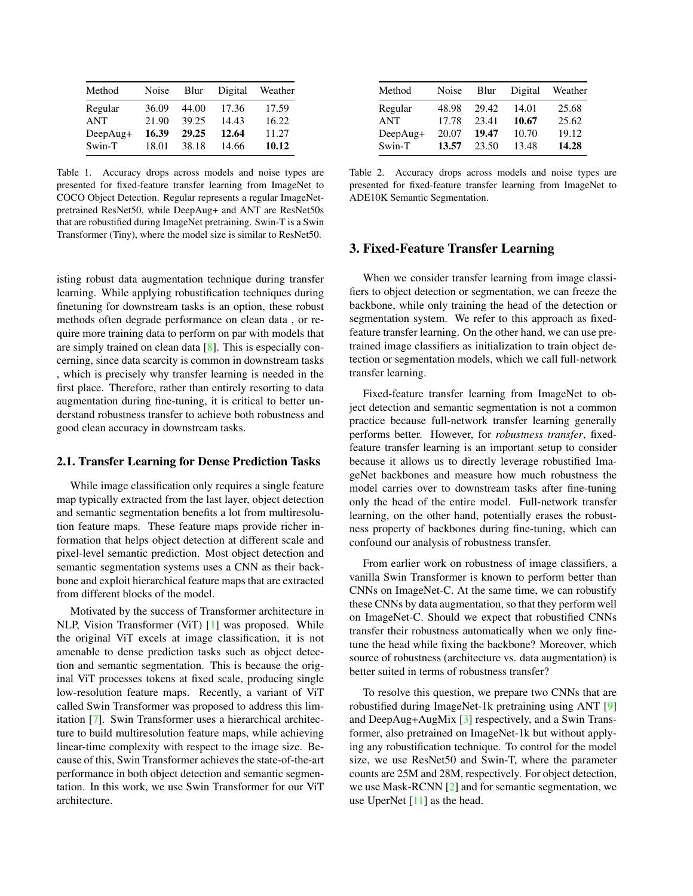| Method | Noise | Blur | Digital | Weather |
|---|---|---|---|---|
| Regular | 36.09 | 44.00 | 17.36 | 17.59 |
| ANT | 21.90 | 39.25 | 14.43 | 16.22 |
| DeepAug+ | **16.39** | **29.25** | **12.64** | 11.27 |
| Swin-T | 18.01 | 38.18 | 14.66 | **10.12** |

Table 1. Accuracy drops across models and noise types are presented for fixed-feature transfer learning from ImageNet to COCO Object Detection. Regular represents a regular ImageNet-pretrained ResNet50, while DeepAug+ and ANT are ResNet50s that are robustified during ImageNet pretraining. Swin-T is a Swin Transformer (Tiny), where the model size is similar to ResNet50.

isting robust data augmentation technique during transfer learning. While applying robustification techniques during finetuning for downstream tasks is an option, these robust methods often degrade performance on clean data , or require more training data to perform on par with models that are simply trained on clean data [8]. This is especially concerning, since data scarcity is common in downstream tasks , which is precisely why transfer learning is needed in the first place. Therefore, rather than entirely resorting to data augmentation during fine-tuning, it is critical to better understand robustness transfer to achieve both robustness and good clean accuracy in downstream tasks.

## 2.1. Transfer Learning for Dense Prediction Tasks

While image classification only requires a single feature map typically extracted from the last layer, object detection and semantic segmentation benefits a lot from multiresolution feature maps. These feature maps provide richer information that helps object detection at different scale and pixel-level semantic prediction. Most object detection and semantic segmentation systems uses a CNN as their backbone and exploit hierarchical feature maps that are extracted from different blocks of the model.

Motivated by the success of Transformer architecture in NLP, Vision Transformer (ViT) [1] was proposed. While the original ViT excels at image classification, it is not amenable to dense prediction tasks such as object detection and semantic segmentation. This is because the original ViT processes tokens at fixed scale, producing single low-resolution feature maps. Recently, a variant of ViT called Swin Transformer was proposed to address this limitation [7]. Swin Transformer uses a hierarchical architecture to build multiresolution feature maps, while achieving linear-time complexity with respect to the image size. Because of this, Swin Transformer achieves the state-of-the-art performance in both object detection and semantic segmentation. In this work, we use Swin Transformer for our ViT architecture.

| Method | Noise | Blur | Digital | Weather |
|---|---|---|---|---|
| Regular | 48.98 | 29.42 | 14.01 | 25.68 |
| ANT | 17.78 | 23.41 | **10.67** | 25.62 |
| DeepAug+ | 20.07 | **19.47** | 10.70 | 19.12 |
| Swin-T | **13.57** | 23.50 | 13.48 | **14.28** |

Table 2. Accuracy drops across models and noise types are presented for fixed-feature transfer learning from ImageNet to ADE10K Semantic Segmentation.

## 3. Fixed-Feature Transfer Learning

When we consider transfer learning from image classifiers to object detection or segmentation, we can freeze the backbone, while only training the head of the detection or segmentation system. We refer to this approach as fixed-feature transfer learning. On the other hand, we can use pretrained image classifiers as initialization to train object detection or segmentation models, which we call full-network transfer learning.

Fixed-feature transfer learning from ImageNet to object detection and semantic segmentation is not a common practice because full-network transfer learning generally performs better. However, for *robustness transfer*, fixed-feature transfer learning is an important setup to consider because it allows us to directly leverage robustified ImageNet backbones and measure how much robustness the model carries over to downstream tasks after fine-tuning only the head of the entire model. Full-network transfer learning, on the other hand, potentially erases the robustness property of backbones during fine-tuning, which can confound our analysis of robustness transfer.

From earlier work on robustness of image classifiers, a vanilla Swin Transformer is known to perform better than CNNs on ImageNet-C. At the same time, we can robustify these CNNs by data augmentation, so that they perform well on ImageNet-C. Should we expect that robustified CNNs transfer their robustness automatically when we only finetune the head while fixing the backbone? Moreover, which source of robustness (architecture vs. data augmentation) is better suited in terms of robustness transfer?

To resolve this question, we prepare two CNNs that are robustified during ImageNet-1k pretraining using ANT [9] and DeepAug+AugMix [3] respectively, and a Swin Transformer, also pretrained on ImageNet-1k but without applying any robustification technique. To control for the model size, we use ResNet50 and Swin-T, where the parameter counts are 25M and 28M, respectively. For object detection, we use Mask-RCNN [2] and for semantic segmentation, we use UperNet [11] as the head.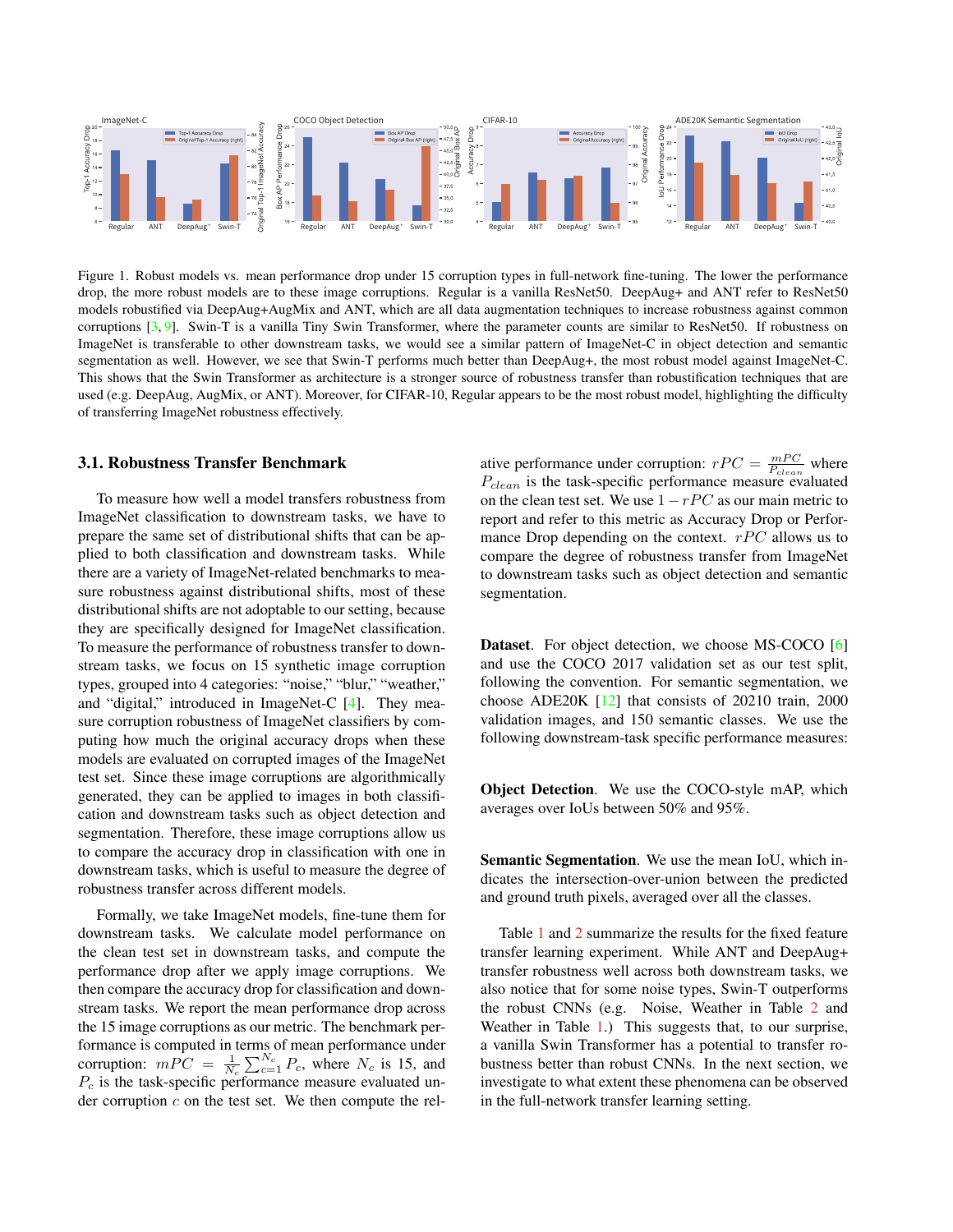Figure 1. Robust models vs. mean performance drop under 15 corruption types in full-network fine-tuning. The lower the performance drop, the more robust models are to these image corruptions. Regular is a vanilla ResNet50. DeepAug+ and ANT refer to ResNet50 models robustified via DeepAug+AugMix and ANT, which are all data augmentation techniques to increase robustness against common corruptions [3, 9]. Swin-T is a vanilla Tiny Swin Transformer, where the parameter counts are similar to ResNet50. If robustness on ImageNet is transferable to other downstream tasks, we would see a similar pattern of ImageNet-C in object detection and semantic segmentation as well. However, we see that Swin-T performs much better than DeepAug+, the most robust model against ImageNet-C. This shows that the Swin Transformer as architecture is a stronger source of robustness transfer than robustification techniques that are used (e.g. DeepAug, AugMix, or ANT). Moreover, for CIFAR-10, Regular appears to be the most robust model, highlighting the difficulty of transferring ImageNet robustness effectively.

### 3.1. Robustness Transfer Benchmark

To measure how well a model transfers robustness from ImageNet classification to downstream tasks, we have to prepare the same set of distributional shifts that can be applied to both classification and downstream tasks. While there are a variety of ImageNet-related benchmarks to measure robustness against distributional shifts, most of these distributional shifts are not adoptable to our setting, because they are specifically designed for ImageNet classification. To measure the performance of robustness transfer to downstream tasks, we focus on 15 synthetic image corruption types, grouped into 4 categories: "noise," "blur," "weather," and "digital," introduced in ImageNet-C [4]. They measure corruption robustness of ImageNet classifiers by computing how much the original accuracy drops when these models are evaluated on corrupted images of the ImageNet test set. Since these image corruptions are algorithmically generated, they can be applied to images in both classification and downstream tasks such as object detection and segmentation. Therefore, these image corruptions allow us to compare the accuracy drop in classification with one in downstream tasks, which is useful to measure the degree of robustness transfer across different models.

Formally, we take ImageNet models, fine-tune them for downstream tasks. We calculate model performance on the clean test set in downstream tasks, and compute the performance drop after we apply image corruptions. We then compare the accuracy drop for classification and downstream tasks. We report the mean performance drop across the 15 image corruptions as our metric. The benchmark performance is computed in terms of mean performance under corruption: $mPC = \frac{1}{N_c}\sum_{c=1}^{N_c} P_c$, where $N_c$ is 15, and $P_c$ is the task-specific performance measure evaluated under corruption $c$ on the test set. We then compute the relative performance under corruption: $rPC = \frac{mPC}{P_{clean}}$ where $P_{clean}$ is the task-specific performance measure evaluated on the clean test set. We use $1 - rPC$ as our main metric to report and refer to this metric as Accuracy Drop or Performance Drop depending on the context. $rPC$ allows us to compare the degree of robustness transfer from ImageNet to downstream tasks such as object detection and semantic segmentation.

**Dataset**. For object detection, we choose MS-COCO [6] and use the COCO 2017 validation set as our test split, following the convention. For semantic segmentation, we choose ADE20K [12] that consists of 20210 train, 2000 validation images, and 150 semantic classes. We use the following downstream-task specific performance measures:

**Object Detection**. We use the COCO-style mAP, which averages over IoUs between 50% and 95%.

**Semantic Segmentation**. We use the mean IoU, which indicates the intersection-over-union between the predicted and ground truth pixels, averaged over all the classes.

Table 1 and 2 summarize the results for the fixed feature transfer learning experiment. While ANT and DeepAug+ transfer robustness well across both downstream tasks, we also notice that for some noise types, Swin-T outperforms the robust CNNs (e.g. Noise, Weather in Table 2 and Weather in Table 1.) This suggests that, to our surprise, a vanilla Swin Transformer has a potential to transfer robustness better than robust CNNs. In the next section, we investigate to what extent these phenomena can be observed in the full-network transfer learning setting.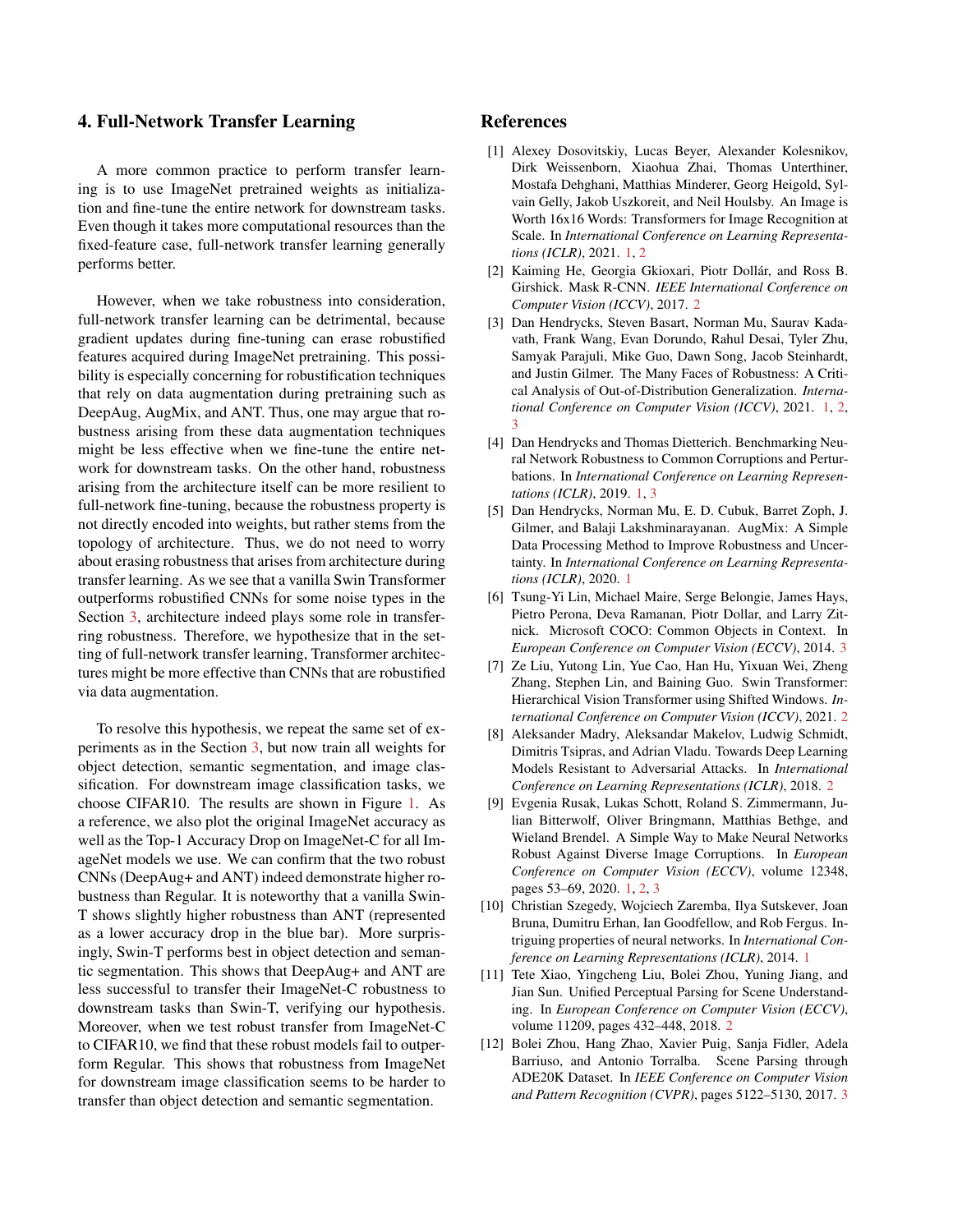## 4. Full-Network Transfer Learning

A more common practice to perform transfer learning is to use ImageNet pretrained weights as initialization and fine-tune the entire network for downstream tasks. Even though it takes more computational resources than the fixed-feature case, full-network transfer learning generally performs better.

However, when we take robustness into consideration, full-network transfer learning can be detrimental, because gradient updates during fine-tuning can erase robustified features acquired during ImageNet pretraining. This possibility is especially concerning for robustification techniques that rely on data augmentation during pretraining such as DeepAug, AugMix, and ANT. Thus, one may argue that robustness arising from these data augmentation techniques might be less effective when we fine-tune the entire network for downstream tasks. On the other hand, robustness arising from the architecture itself can be more resilient to full-network fine-tuning, because the robustness property is not directly encoded into weights, but rather stems from the topology of architecture. Thus, we do not need to worry about erasing robustness that arises from architecture during transfer learning. As we see that a vanilla Swin Transformer outperforms robustified CNNs for some noise types in the Section 3, architecture indeed plays some role in transferring robustness. Therefore, we hypothesize that in the setting of full-network transfer learning, Transformer architectures might be more effective than CNNs that are robustified via data augmentation.

To resolve this hypothesis, we repeat the same set of experiments as in the Section 3, but now train all weights for object detection, semantic segmentation, and image classification. For downstream image classification tasks, we choose CIFAR10. The results are shown in Figure 1. As a reference, we also plot the original ImageNet accuracy as well as the Top-1 Accuracy Drop on ImageNet-C for all ImageNet models we use. We can confirm that the two robust CNNs (DeepAug+ and ANT) indeed demonstrate higher robustness than Regular. It is noteworthy that a vanilla Swin-T shows slightly higher robustness than ANT (represented as a lower accuracy drop in the blue bar). More surprisingly, Swin-T performs best in object detection and semantic segmentation. This shows that DeepAug+ and ANT are less successful to transfer their ImageNet-C robustness to downstream tasks than Swin-T, verifying our hypothesis. Moreover, when we test robust transfer from ImageNet-C to CIFAR10, we find that these robust models fail to outperform Regular. This shows that robustness from ImageNet for downstream image classification seems to be harder to transfer than object detection and semantic segmentation.

## References

[1] Alexey Dosovitskiy, Lucas Beyer, Alexander Kolesnikov, Dirk Weissenborn, Xiaohua Zhai, Thomas Unterthiner, Mostafa Dehghani, Matthias Minderer, Georg Heigold, Sylvain Gelly, Jakob Uszkoreit, and Neil Houlsby. An Image is Worth 16x16 Words: Transformers for Image Recognition at Scale. In *International Conference on Learning Representations (ICLR)*, 2021. 1, 2

[2] Kaiming He, Georgia Gkioxari, Piotr Dollár, and Ross B. Girshick. Mask R-CNN. *IEEE International Conference on Computer Vision (ICCV)*, 2017. 2

[3] Dan Hendrycks, Steven Basart, Norman Mu, Saurav Kadavath, Frank Wang, Evan Dorundo, Rahul Desai, Tyler Zhu, Samyak Parajuli, Mike Guo, Dawn Song, Jacob Steinhardt, and Justin Gilmer. The Many Faces of Robustness: A Critical Analysis of Out-of-Distribution Generalization. *International Conference on Computer Vision (ICCV)*, 2021. 1, 2, 3

[4] Dan Hendrycks and Thomas Dietterich. Benchmarking Neural Network Robustness to Common Corruptions and Perturbations. In *International Conference on Learning Representations (ICLR)*, 2019. 1, 3

[5] Dan Hendrycks, Norman Mu, E. D. Cubuk, Barret Zoph, J. Gilmer, and Balaji Lakshminarayanan. AugMix: A Simple Data Processing Method to Improve Robustness and Uncertainty. In *International Conference on Learning Representations (ICLR)*, 2020. 1

[6] Tsung-Yi Lin, Michael Maire, Serge Belongie, James Hays, Pietro Perona, Deva Ramanan, Piotr Dollar, and Larry Zitnick. Microsoft COCO: Common Objects in Context. In *European Conference on Computer Vision (ECCV)*, 2014. 3

[7] Ze Liu, Yutong Lin, Yue Cao, Han Hu, Yixuan Wei, Zheng Zhang, Stephen Lin, and Baining Guo. Swin Transformer: Hierarchical Vision Transformer using Shifted Windows. *International Conference on Computer Vision (ICCV)*, 2021. 2

[8] Aleksander Madry, Aleksandar Makelov, Ludwig Schmidt, Dimitris Tsipras, and Adrian Vladu. Towards Deep Learning Models Resistant to Adversarial Attacks. In *International Conference on Learning Representations (ICLR)*, 2018. 2

[9] Evgenia Rusak, Lukas Schott, Roland S. Zimmermann, Julian Bitterwolf, Oliver Bringmann, Matthias Bethge, and Wieland Brendel. A Simple Way to Make Neural Networks Robust Against Diverse Image Corruptions. In *European Conference on Computer Vision (ECCV)*, volume 12348, pages 53–69, 2020. 1, 2, 3

[10] Christian Szegedy, Wojciech Zaremba, Ilya Sutskever, Joan Bruna, Dumitru Erhan, Ian Goodfellow, and Rob Fergus. Intriguing properties of neural networks. In *International Conference on Learning Representations (ICLR)*, 2014. 1

[11] Tete Xiao, Yingcheng Liu, Bolei Zhou, Yuning Jiang, and Jian Sun. Unified Perceptual Parsing for Scene Understanding. In *European Conference on Computer Vision (ECCV)*, volume 11209, pages 432–448, 2018. 2

[12] Bolei Zhou, Hang Zhao, Xavier Puig, Sanja Fidler, Adela Barriuso, and Antonio Torralba. Scene Parsing through ADE20K Dataset. In *IEEE Conference on Computer Vision and Pattern Recognition (CVPR)*, pages 5122–5130, 2017. 3